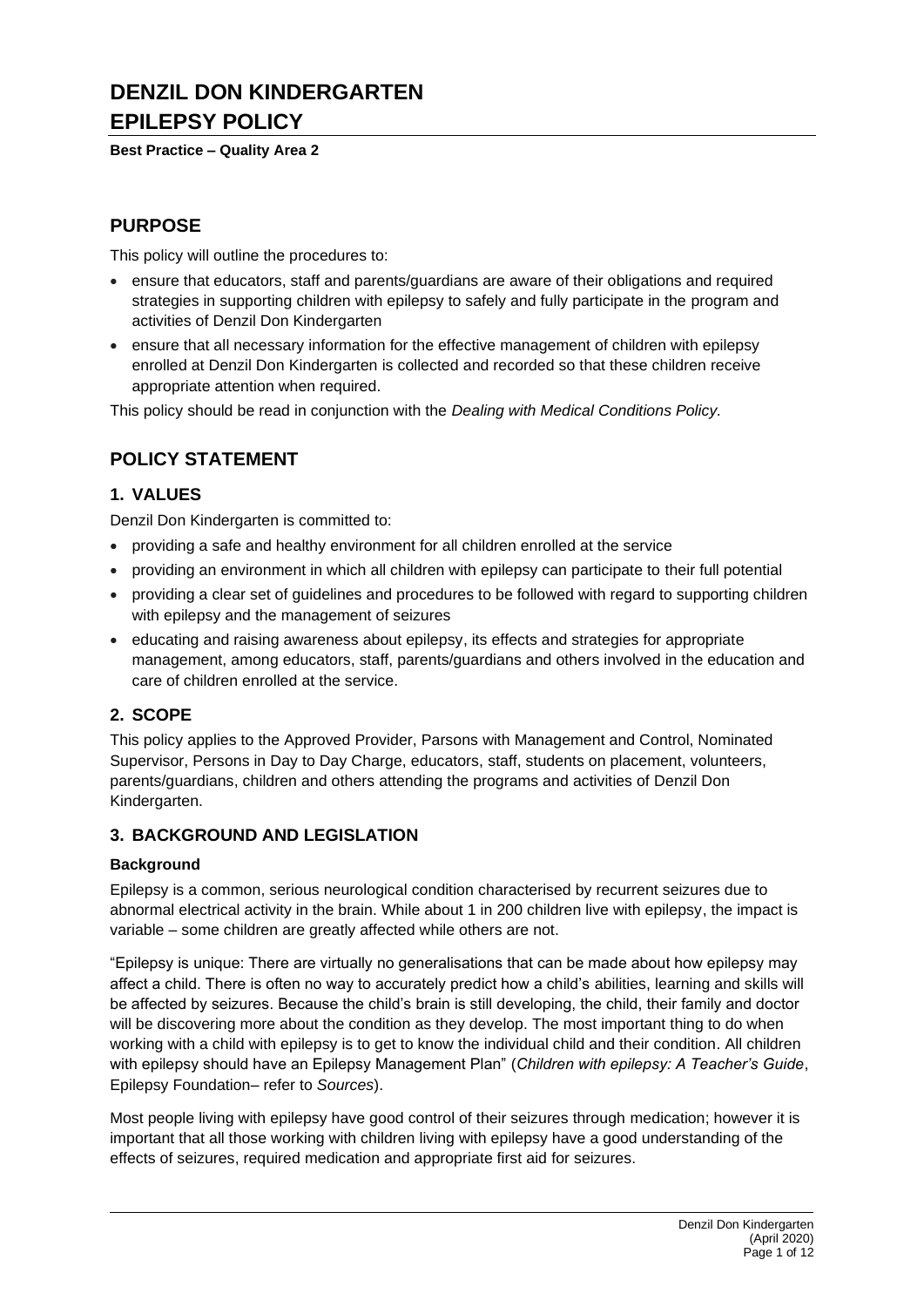# DENZIL DON KINDERGARTEN
# EPILEPSY POLICY

**Best Practice – Quality Area 2**

## PURPOSE

This policy will outline the procedures to:

- ensure that educators, staff and parents/guardians are aware of their obligations and required strategies in supporting children with epilepsy to safely and fully participate in the program and activities of Denzil Don Kindergarten
- ensure that all necessary information for the effective management of children with epilepsy enrolled at Denzil Don Kindergarten is collected and recorded so that these children receive appropriate attention when required.

This policy should be read in conjunction with the *Dealing with Medical Conditions Policy.*

## POLICY STATEMENT

### 1. VALUES

Denzil Don Kindergarten is committed to:

- providing a safe and healthy environment for all children enrolled at the service
- providing an environment in which all children with epilepsy can participate to their full potential
- providing a clear set of guidelines and procedures to be followed with regard to supporting children with epilepsy and the management of seizures
- educating and raising awareness about epilepsy, its effects and strategies for appropriate management, among educators, staff, parents/guardians and others involved in the education and care of children enrolled at the service.

### 2. SCOPE

This policy applies to the Approved Provider, Parsons with Management and Control, Nominated Supervisor, Persons in Day to Day Charge, educators, staff, students on placement, volunteers, parents/guardians, children and others attending the programs and activities of Denzil Don Kindergarten.

### 3. BACKGROUND AND LEGISLATION

#### Background

Epilepsy is a common, serious neurological condition characterised by recurrent seizures due to abnormal electrical activity in the brain. While about 1 in 200 children live with epilepsy, the impact is variable – some children are greatly affected while others are not.

"Epilepsy is unique: There are virtually no generalisations that can be made about how epilepsy may affect a child. There is often no way to accurately predict how a child's abilities, learning and skills will be affected by seizures. Because the child's brain is still developing, the child, their family and doctor will be discovering more about the condition as they develop. The most important thing to do when working with a child with epilepsy is to get to know the individual child and their condition. All children with epilepsy should have an Epilepsy Management Plan" (*Children with epilepsy: A Teacher's Guide*, Epilepsy Foundation– refer to *Sources*).

Most people living with epilepsy have good control of their seizures through medication; however it is important that all those working with children living with epilepsy have a good understanding of the effects of seizures, required medication and appropriate first aid for seizures.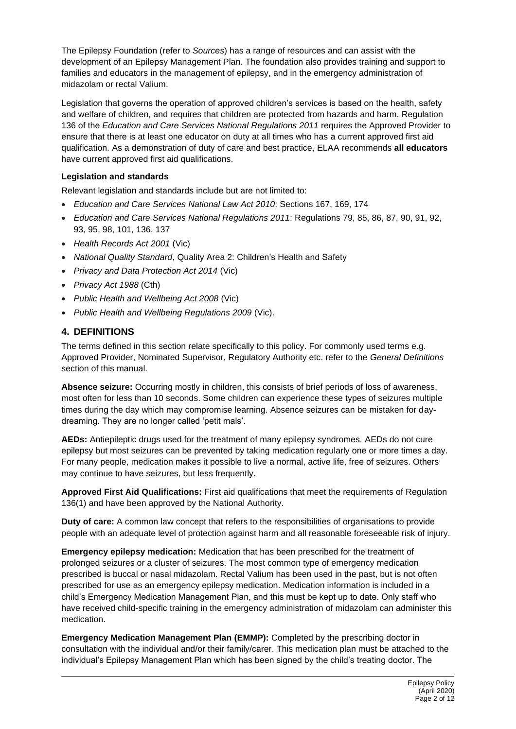The Epilepsy Foundation (refer to *Sources*) has a range of resources and can assist with the development of an Epilepsy Management Plan. The foundation also provides training and support to families and educators in the management of epilepsy, and in the emergency administration of midazolam or rectal Valium.

Legislation that governs the operation of approved children's services is based on the health, safety and welfare of children, and requires that children are protected from hazards and harm. Regulation 136 of the *Education and Care Services National Regulations 2011* requires the Approved Provider to ensure that there is at least one educator on duty at all times who has a current approved first aid qualification. As a demonstration of duty of care and best practice, ELAA recommends **all educators** have current approved first aid qualifications.

**Legislation and standards**

Relevant legislation and standards include but are not limited to:

- *Education and Care Services National Law Act 2010*: Sections 167, 169, 174
- *Education and Care Services National Regulations 2011*: Regulations 79, 85, 86, 87, 90, 91, 92, 93, 95, 98, 101, 136, 137
- *Health Records Act 2001* (Vic)
- *National Quality Standard*, Quality Area 2: Children's Health and Safety
- *Privacy and Data Protection Act 2014* (Vic)
- *Privacy Act 1988* (Cth)
- *Public Health and Wellbeing Act 2008* (Vic)
- *Public Health and Wellbeing Regulations 2009* (Vic).

## 4. DEFINITIONS

The terms defined in this section relate specifically to this policy. For commonly used terms e.g. Approved Provider, Nominated Supervisor, Regulatory Authority etc. refer to the *General Definitions* section of this manual.

**Absence seizure:** Occurring mostly in children, this consists of brief periods of loss of awareness, most often for less than 10 seconds. Some children can experience these types of seizures multiple times during the day which may compromise learning. Absence seizures can be mistaken for day-dreaming. They are no longer called 'petit mals'.

**AEDs:** Antiepileptic drugs used for the treatment of many epilepsy syndromes. AEDs do not cure epilepsy but most seizures can be prevented by taking medication regularly one or more times a day. For many people, medication makes it possible to live a normal, active life, free of seizures. Others may continue to have seizures, but less frequently.

**Approved First Aid Qualifications:** First aid qualifications that meet the requirements of Regulation 136(1) and have been approved by the National Authority.

**Duty of care:** A common law concept that refers to the responsibilities of organisations to provide people with an adequate level of protection against harm and all reasonable foreseeable risk of injury.

**Emergency epilepsy medication:** Medication that has been prescribed for the treatment of prolonged seizures or a cluster of seizures. The most common type of emergency medication prescribed is buccal or nasal midazolam. Rectal Valium has been used in the past, but is not often prescribed for use as an emergency epilepsy medication. Medication information is included in a child's Emergency Medication Management Plan, and this must be kept up to date. Only staff who have received child-specific training in the emergency administration of midazolam can administer this medication.

**Emergency Medication Management Plan (EMMP):** Completed by the prescribing doctor in consultation with the individual and/or their family/carer. This medication plan must be attached to the individual's Epilepsy Management Plan which has been signed by the child's treating doctor. The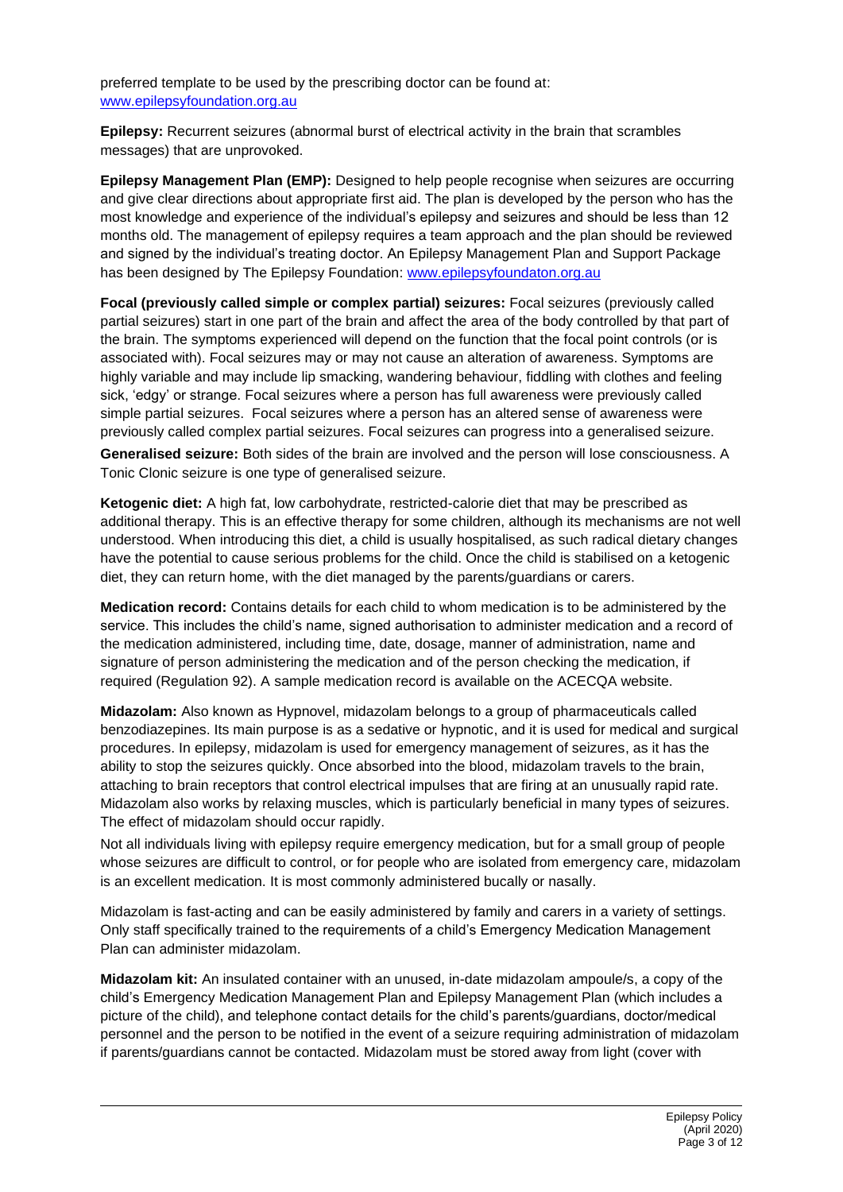preferred template to be used by the prescribing doctor can be found at: [www.epilepsyfoundation.org.au](www.epilepsyfoundation.org.au)

**Epilepsy:** Recurrent seizures (abnormal burst of electrical activity in the brain that scrambles messages) that are unprovoked.

**Epilepsy Management Plan (EMP):** Designed to help people recognise when seizures are occurring and give clear directions about appropriate first aid. The plan is developed by the person who has the most knowledge and experience of the individual's epilepsy and seizures and should be less than 12 months old. The management of epilepsy requires a team approach and the plan should be reviewed and signed by the individual's treating doctor. An Epilepsy Management Plan and Support Package has been designed by The Epilepsy Foundation: [www.epilepsyfoundaton.org.au](www.epilepsyfoundaton.org.au)

**Focal (previously called simple or complex partial) seizures:** Focal seizures (previously called partial seizures) start in one part of the brain and affect the area of the body controlled by that part of the brain. The symptoms experienced will depend on the function that the focal point controls (or is associated with). Focal seizures may or may not cause an alteration of awareness. Symptoms are highly variable and may include lip smacking, wandering behaviour, fiddling with clothes and feeling sick, 'edgy' or strange. Focal seizures where a person has full awareness were previously called simple partial seizures. Focal seizures where a person has an altered sense of awareness were previously called complex partial seizures. Focal seizures can progress into a generalised seizure.

**Generalised seizure:** Both sides of the brain are involved and the person will lose consciousness. A Tonic Clonic seizure is one type of generalised seizure.

**Ketogenic diet:** A high fat, low carbohydrate, restricted-calorie diet that may be prescribed as additional therapy. This is an effective therapy for some children, although its mechanisms are not well understood. When introducing this diet, a child is usually hospitalised, as such radical dietary changes have the potential to cause serious problems for the child. Once the child is stabilised on a ketogenic diet, they can return home, with the diet managed by the parents/guardians or carers.

**Medication record:** Contains details for each child to whom medication is to be administered by the service. This includes the child's name, signed authorisation to administer medication and a record of the medication administered, including time, date, dosage, manner of administration, name and signature of person administering the medication and of the person checking the medication, if required (Regulation 92). A sample medication record is available on the ACECQA website.

**Midazolam:** Also known as Hypnovel, midazolam belongs to a group of pharmaceuticals called benzodiazepines. Its main purpose is as a sedative or hypnotic, and it is used for medical and surgical procedures. In epilepsy, midazolam is used for emergency management of seizures, as it has the ability to stop the seizures quickly. Once absorbed into the blood, midazolam travels to the brain, attaching to brain receptors that control electrical impulses that are firing at an unusually rapid rate. Midazolam also works by relaxing muscles, which is particularly beneficial in many types of seizures. The effect of midazolam should occur rapidly.

Not all individuals living with epilepsy require emergency medication, but for a small group of people whose seizures are difficult to control, or for people who are isolated from emergency care, midazolam is an excellent medication. It is most commonly administered bucally or nasally.

Midazolam is fast-acting and can be easily administered by family and carers in a variety of settings. Only staff specifically trained to the requirements of a child's Emergency Medication Management Plan can administer midazolam.

**Midazolam kit:** An insulated container with an unused, in-date midazolam ampoule/s, a copy of the child's Emergency Medication Management Plan and Epilepsy Management Plan (which includes a picture of the child), and telephone contact details for the child's parents/guardians, doctor/medical personnel and the person to be notified in the event of a seizure requiring administration of midazolam if parents/guardians cannot be contacted. Midazolam must be stored away from light (cover with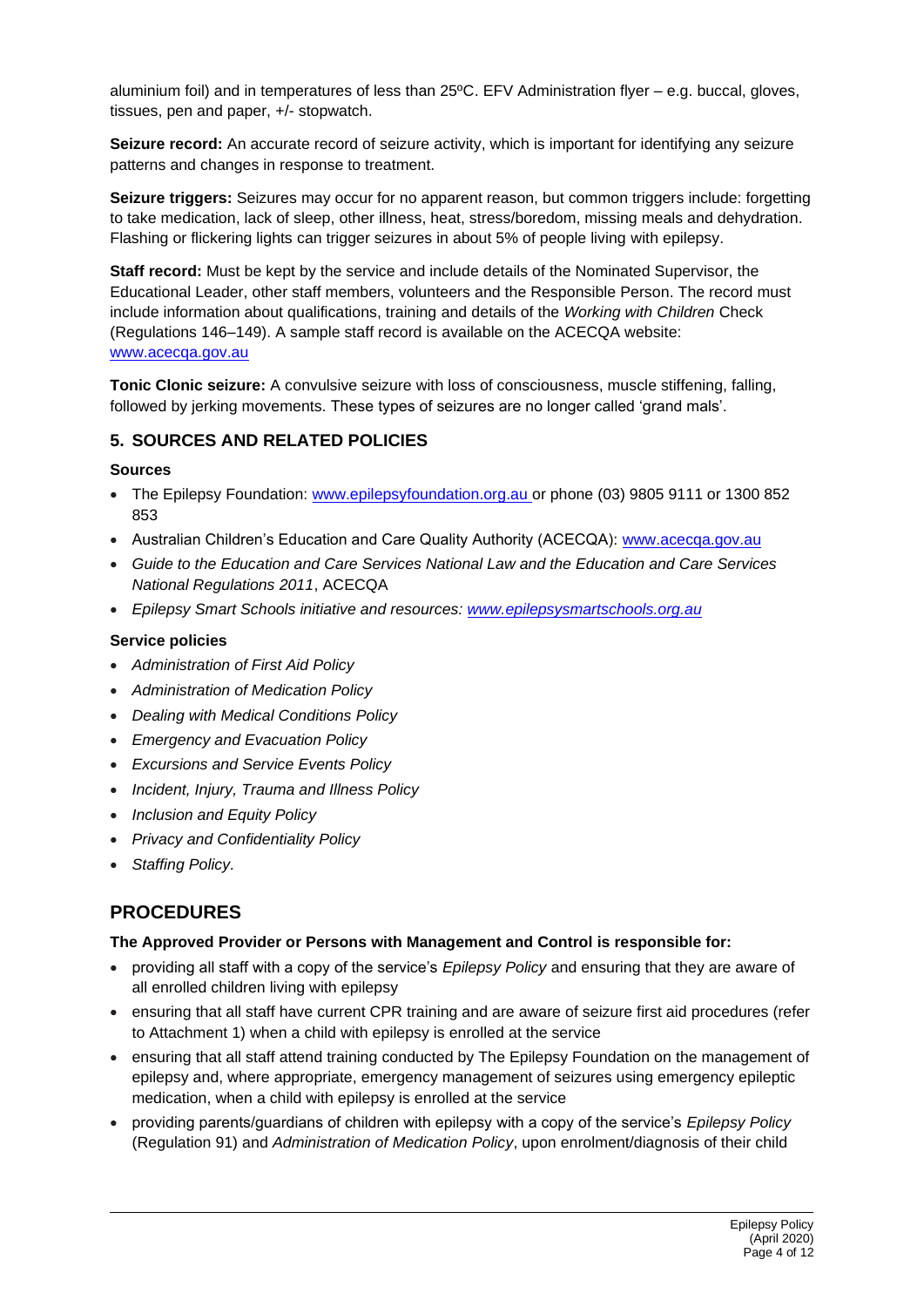aluminium foil) and in temperatures of less than 25ºC. EFV Administration flyer – e.g. buccal, gloves, tissues, pen and paper, +/- stopwatch.

**Seizure record:** An accurate record of seizure activity, which is important for identifying any seizure patterns and changes in response to treatment.

**Seizure triggers:** Seizures may occur for no apparent reason, but common triggers include: forgetting to take medication, lack of sleep, other illness, heat, stress/boredom, missing meals and dehydration. Flashing or flickering lights can trigger seizures in about 5% of people living with epilepsy.

**Staff record:** Must be kept by the service and include details of the Nominated Supervisor, the Educational Leader, other staff members, volunteers and the Responsible Person. The record must include information about qualifications, training and details of the *Working with Children* Check (Regulations 146–149). A sample staff record is available on the ACECQA website: [www.acecqa.gov.au](http://www.acecqa.gov.au)

**Tonic Clonic seizure:** A convulsive seizure with loss of consciousness, muscle stiffening, falling, followed by jerking movements. These types of seizures are no longer called 'grand mals'.

## 5. SOURCES AND RELATED POLICIES

### Sources

- The Epilepsy Foundation: [www.epilepsyfoundation.org.au](http://www.epilepsyfoundation.org.au) or phone (03) 9805 9111 or 1300 852 853
- Australian Children's Education and Care Quality Authority (ACECQA): [www.acecqa.gov.au](http://www.acecqa.gov.au)
- *Guide to the Education and Care Services National Law and the Education and Care Services National Regulations 2011*, ACECQA
- *Epilepsy Smart Schools initiative and resources: [www.epilepsysmartschools.org.au](http://www.epilepsysmartschools.org.au)*

### Service policies

- *Administration of First Aid Policy*
- *Administration of Medication Policy*
- *Dealing with Medical Conditions Policy*
- *Emergency and Evacuation Policy*
- *Excursions and Service Events Policy*
- *Incident, Injury, Trauma and Illness Policy*
- *Inclusion and Equity Policy*
- *Privacy and Confidentiality Policy*
- *Staffing Policy.*

# PROCEDURES

**The Approved Provider or Persons with Management and Control is responsible for:**

- providing all staff with a copy of the service's *Epilepsy Policy* and ensuring that they are aware of all enrolled children living with epilepsy
- ensuring that all staff have current CPR training and are aware of seizure first aid procedures (refer to Attachment 1) when a child with epilepsy is enrolled at the service
- ensuring that all staff attend training conducted by The Epilepsy Foundation on the management of epilepsy and, where appropriate, emergency management of seizures using emergency epileptic medication, when a child with epilepsy is enrolled at the service
- providing parents/guardians of children with epilepsy with a copy of the service's *Epilepsy Policy* (Regulation 91) and *Administration of Medication Policy*, upon enrolment/diagnosis of their child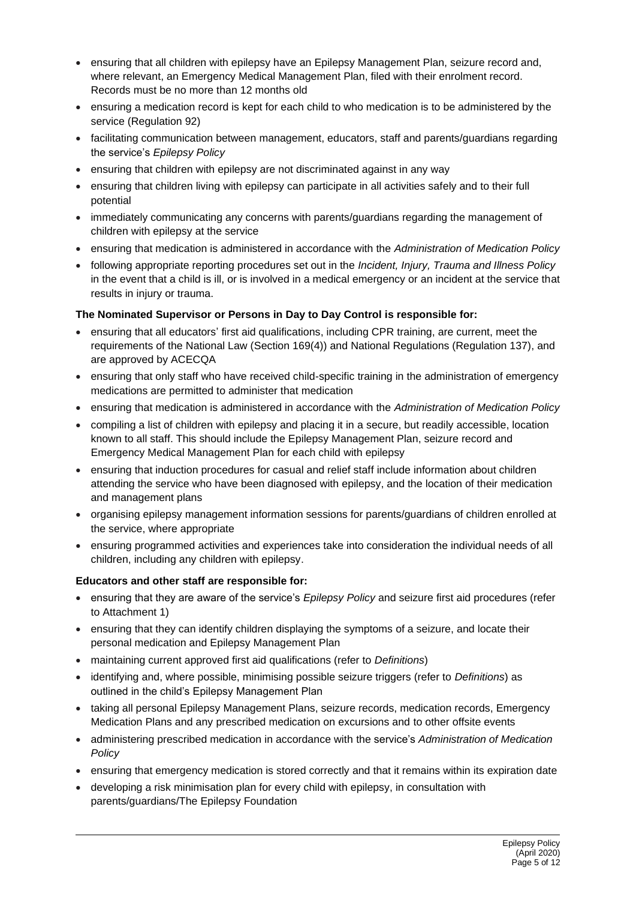- ensuring that all children with epilepsy have an Epilepsy Management Plan, seizure record and, where relevant, an Emergency Medical Management Plan, filed with their enrolment record. Records must be no more than 12 months old
- ensuring a medication record is kept for each child to who medication is to be administered by the service (Regulation 92)
- facilitating communication between management, educators, staff and parents/guardians regarding the service's *Epilepsy Policy*
- ensuring that children with epilepsy are not discriminated against in any way
- ensuring that children living with epilepsy can participate in all activities safely and to their full potential
- immediately communicating any concerns with parents/guardians regarding the management of children with epilepsy at the service
- ensuring that medication is administered in accordance with the *Administration of Medication Policy*
- following appropriate reporting procedures set out in the *Incident, Injury, Trauma and Illness Policy* in the event that a child is ill, or is involved in a medical emergency or an incident at the service that results in injury or trauma.

**The Nominated Supervisor or Persons in Day to Day Control is responsible for:**

- ensuring that all educators' first aid qualifications, including CPR training, are current, meet the requirements of the National Law (Section 169(4)) and National Regulations (Regulation 137), and are approved by ACECQA
- ensuring that only staff who have received child-specific training in the administration of emergency medications are permitted to administer that medication
- ensuring that medication is administered in accordance with the *Administration of Medication Policy*
- compiling a list of children with epilepsy and placing it in a secure, but readily accessible, location known to all staff. This should include the Epilepsy Management Plan, seizure record and Emergency Medical Management Plan for each child with epilepsy
- ensuring that induction procedures for casual and relief staff include information about children attending the service who have been diagnosed with epilepsy, and the location of their medication and management plans
- organising epilepsy management information sessions for parents/guardians of children enrolled at the service, where appropriate
- ensuring programmed activities and experiences take into consideration the individual needs of all children, including any children with epilepsy.

**Educators and other staff are responsible for:**

- ensuring that they are aware of the service's *Epilepsy Policy* and seizure first aid procedures (refer to Attachment 1)
- ensuring that they can identify children displaying the symptoms of a seizure, and locate their personal medication and Epilepsy Management Plan
- maintaining current approved first aid qualifications (refer to *Definitions*)
- identifying and, where possible, minimising possible seizure triggers (refer to *Definitions*) as outlined in the child's Epilepsy Management Plan
- taking all personal Epilepsy Management Plans, seizure records, medication records, Emergency Medication Plans and any prescribed medication on excursions and to other offsite events
- administering prescribed medication in accordance with the service's *Administration of Medication Policy*
- ensuring that emergency medication is stored correctly and that it remains within its expiration date
- developing a risk minimisation plan for every child with epilepsy, in consultation with parents/guardians/The Epilepsy Foundation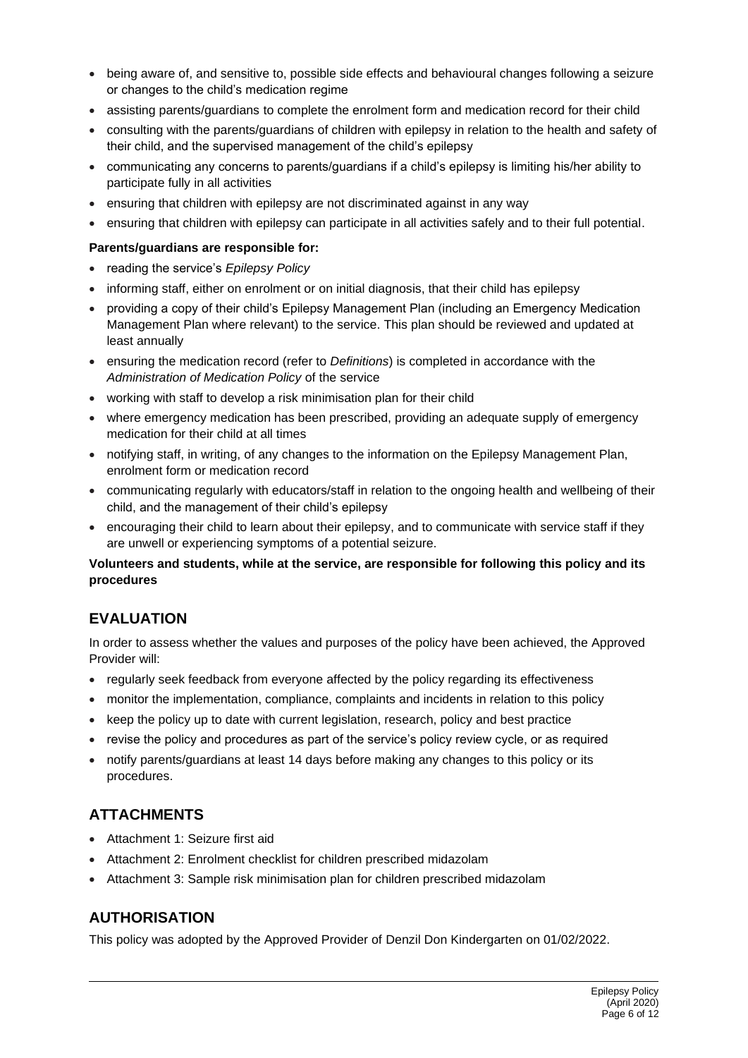- being aware of, and sensitive to, possible side effects and behavioural changes following a seizure or changes to the child's medication regime
- assisting parents/guardians to complete the enrolment form and medication record for their child
- consulting with the parents/guardians of children with epilepsy in relation to the health and safety of their child, and the supervised management of the child's epilepsy
- communicating any concerns to parents/guardians if a child's epilepsy is limiting his/her ability to participate fully in all activities
- ensuring that children with epilepsy are not discriminated against in any way
- ensuring that children with epilepsy can participate in all activities safely and to their full potential.

**Parents/guardians are responsible for:**

- reading the service's *Epilepsy Policy*
- informing staff, either on enrolment or on initial diagnosis, that their child has epilepsy
- providing a copy of their child's Epilepsy Management Plan (including an Emergency Medication Management Plan where relevant) to the service. This plan should be reviewed and updated at least annually
- ensuring the medication record (refer to *Definitions*) is completed in accordance with the *Administration of Medication Policy* of the service
- working with staff to develop a risk minimisation plan for their child
- where emergency medication has been prescribed, providing an adequate supply of emergency medication for their child at all times
- notifying staff, in writing, of any changes to the information on the Epilepsy Management Plan, enrolment form or medication record
- communicating regularly with educators/staff in relation to the ongoing health and wellbeing of their child, and the management of their child's epilepsy
- encouraging their child to learn about their epilepsy, and to communicate with service staff if they are unwell or experiencing symptoms of a potential seizure.

**Volunteers and students, while at the service, are responsible for following this policy and its procedures**

## EVALUATION

In order to assess whether the values and purposes of the policy have been achieved, the Approved Provider will:

- regularly seek feedback from everyone affected by the policy regarding its effectiveness
- monitor the implementation, compliance, complaints and incidents in relation to this policy
- keep the policy up to date with current legislation, research, policy and best practice
- revise the policy and procedures as part of the service's policy review cycle, or as required
- notify parents/guardians at least 14 days before making any changes to this policy or its procedures.

## ATTACHMENTS

- Attachment 1: Seizure first aid
- Attachment 2: Enrolment checklist for children prescribed midazolam
- Attachment 3: Sample risk minimisation plan for children prescribed midazolam

## AUTHORISATION

This policy was adopted by the Approved Provider of Denzil Don Kindergarten on 01/02/2022.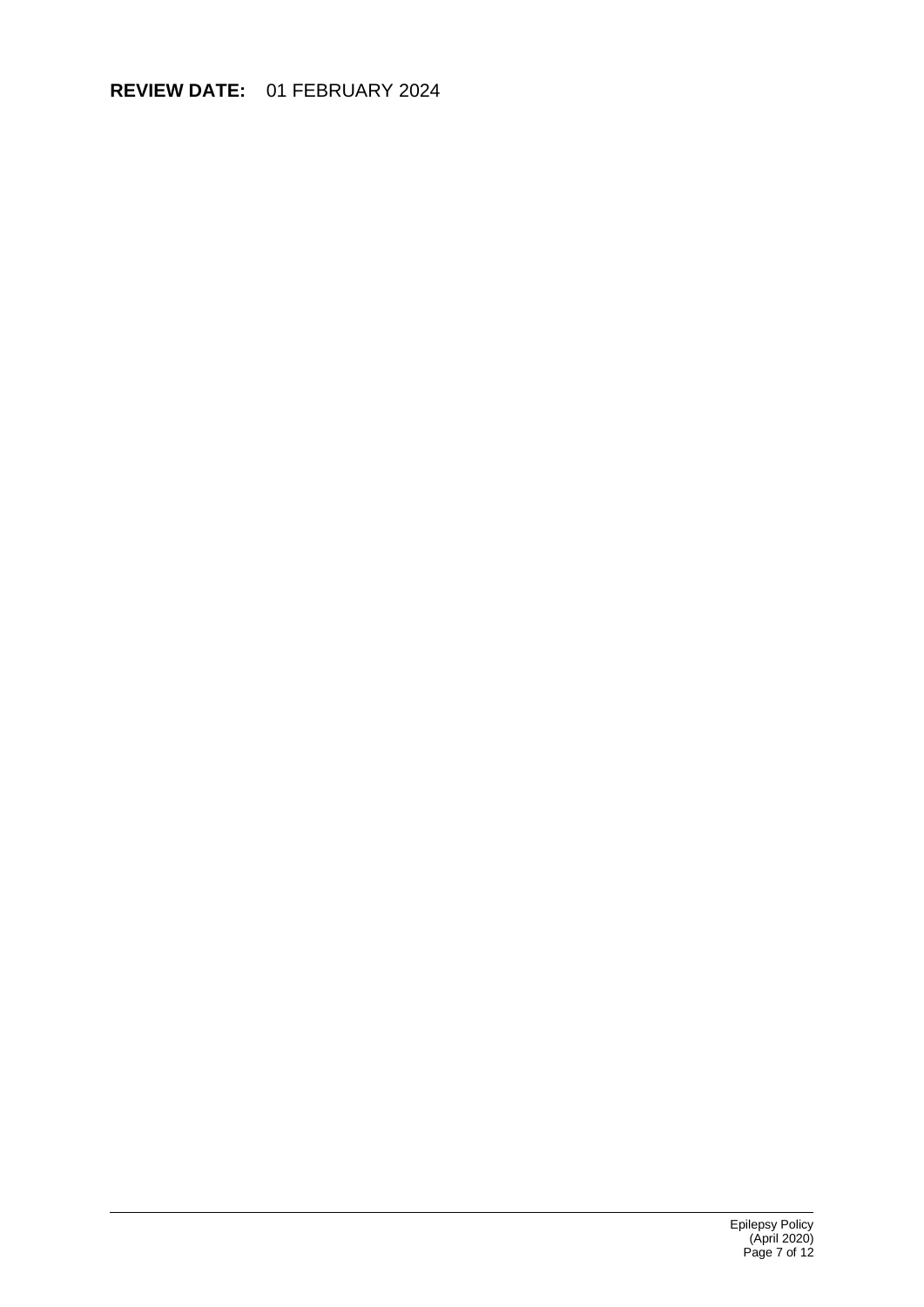**REVIEW DATE:** 01 FEBRUARY 2024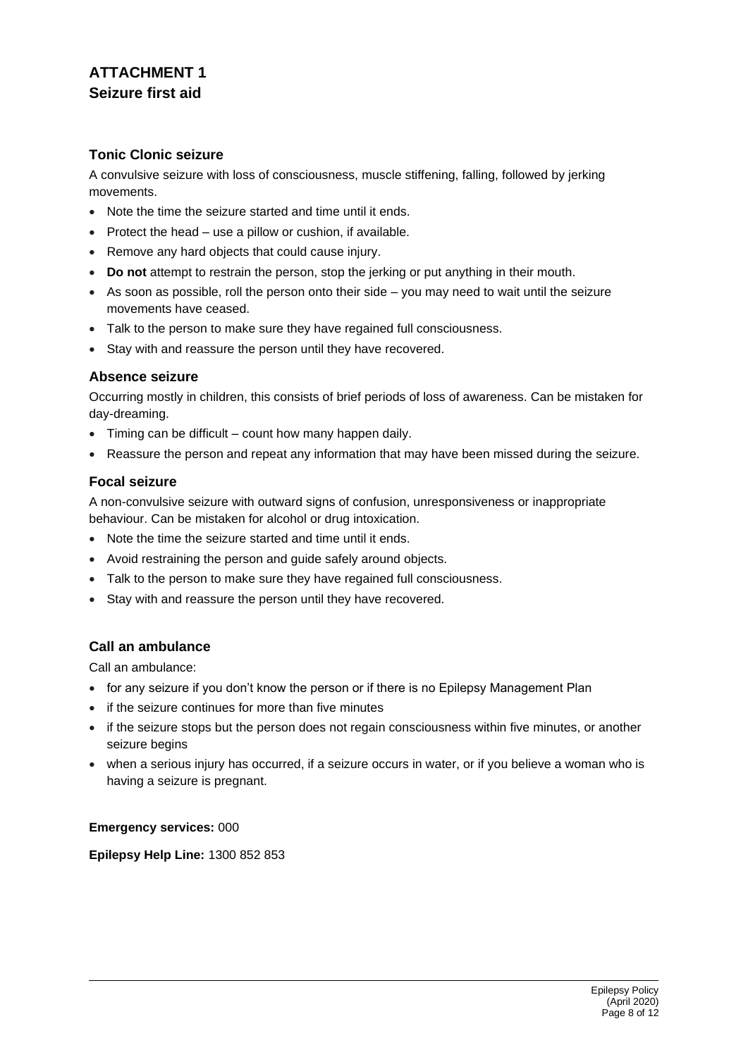# ATTACHMENT 1
## Seizure first aid

### Tonic Clonic seizure

A convulsive seizure with loss of consciousness, muscle stiffening, falling, followed by jerking movements.

- Note the time the seizure started and time until it ends.
- Protect the head – use a pillow or cushion, if available.
- Remove any hard objects that could cause injury.
- **Do not** attempt to restrain the person, stop the jerking or put anything in their mouth.
- As soon as possible, roll the person onto their side – you may need to wait until the seizure movements have ceased.
- Talk to the person to make sure they have regained full consciousness.
- Stay with and reassure the person until they have recovered.

### Absence seizure

Occurring mostly in children, this consists of brief periods of loss of awareness. Can be mistaken for day-dreaming.

- Timing can be difficult – count how many happen daily.
- Reassure the person and repeat any information that may have been missed during the seizure.

### Focal seizure

A non-convulsive seizure with outward signs of confusion, unresponsiveness or inappropriate behaviour. Can be mistaken for alcohol or drug intoxication.

- Note the time the seizure started and time until it ends.
- Avoid restraining the person and guide safely around objects.
- Talk to the person to make sure they have regained full consciousness.
- Stay with and reassure the person until they have recovered.

### Call an ambulance

Call an ambulance:

- for any seizure if you don't know the person or if there is no Epilepsy Management Plan
- if the seizure continues for more than five minutes
- if the seizure stops but the person does not regain consciousness within five minutes, or another seizure begins
- when a serious injury has occurred, if a seizure occurs in water, or if you believe a woman who is having a seizure is pregnant.

**Emergency services:** 000

**Epilepsy Help Line:** 1300 852 853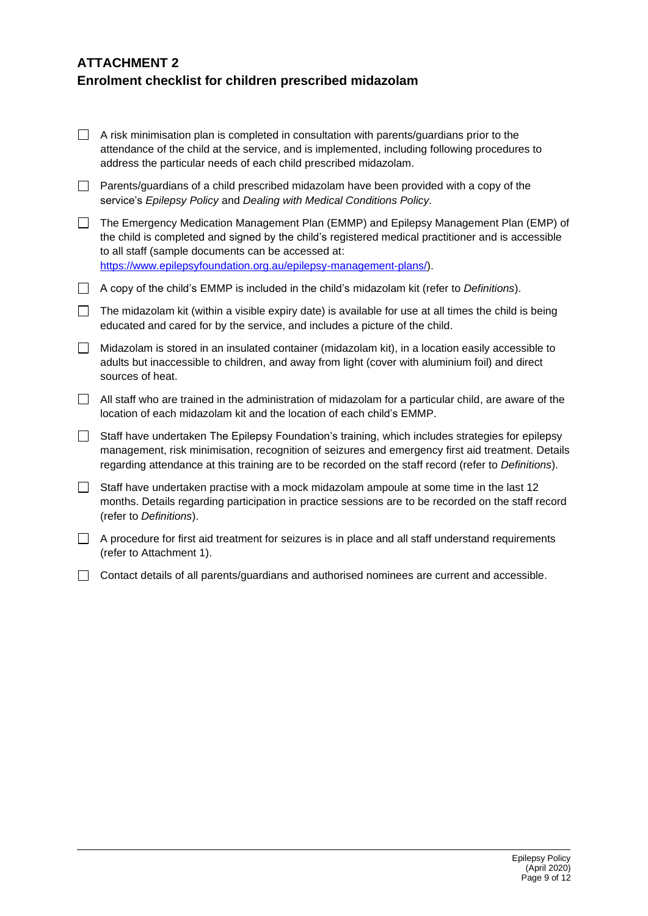## ATTACHMENT 2

## Enrolment checklist for children prescribed midazolam

- [ ] A risk minimisation plan is completed in consultation with parents/guardians prior to the attendance of the child at the service, and is implemented, including following procedures to address the particular needs of each child prescribed midazolam.
- [ ] Parents/guardians of a child prescribed midazolam have been provided with a copy of the service's *Epilepsy Policy* and *Dealing with Medical Conditions Policy*.
- [ ] The Emergency Medication Management Plan (EMMP) and Epilepsy Management Plan (EMP) of the child is completed and signed by the child's registered medical practitioner and is accessible to all staff (sample documents can be accessed at: [https://www.epilepsyfoundation.org.au/epilepsy-management-plans/](https://www.epilepsyfoundation.org.au/epilepsy-management-plans/)).
- [ ] A copy of the child's EMMP is included in the child's midazolam kit (refer to *Definitions*).
- [ ] The midazolam kit (within a visible expiry date) is available for use at all times the child is being educated and cared for by the service, and includes a picture of the child.
- [ ] Midazolam is stored in an insulated container (midazolam kit), in a location easily accessible to adults but inaccessible to children, and away from light (cover with aluminium foil) and direct sources of heat.
- [ ] All staff who are trained in the administration of midazolam for a particular child, are aware of the location of each midazolam kit and the location of each child's EMMP.
- [ ] Staff have undertaken The Epilepsy Foundation's training, which includes strategies for epilepsy management, risk minimisation, recognition of seizures and emergency first aid treatment. Details regarding attendance at this training are to be recorded on the staff record (refer to *Definitions*).
- [ ] Staff have undertaken practise with a mock midazolam ampoule at some time in the last 12 months. Details regarding participation in practice sessions are to be recorded on the staff record (refer to *Definitions*).
- [ ] A procedure for first aid treatment for seizures is in place and all staff understand requirements (refer to Attachment 1).
- [ ] Contact details of all parents/guardians and authorised nominees are current and accessible.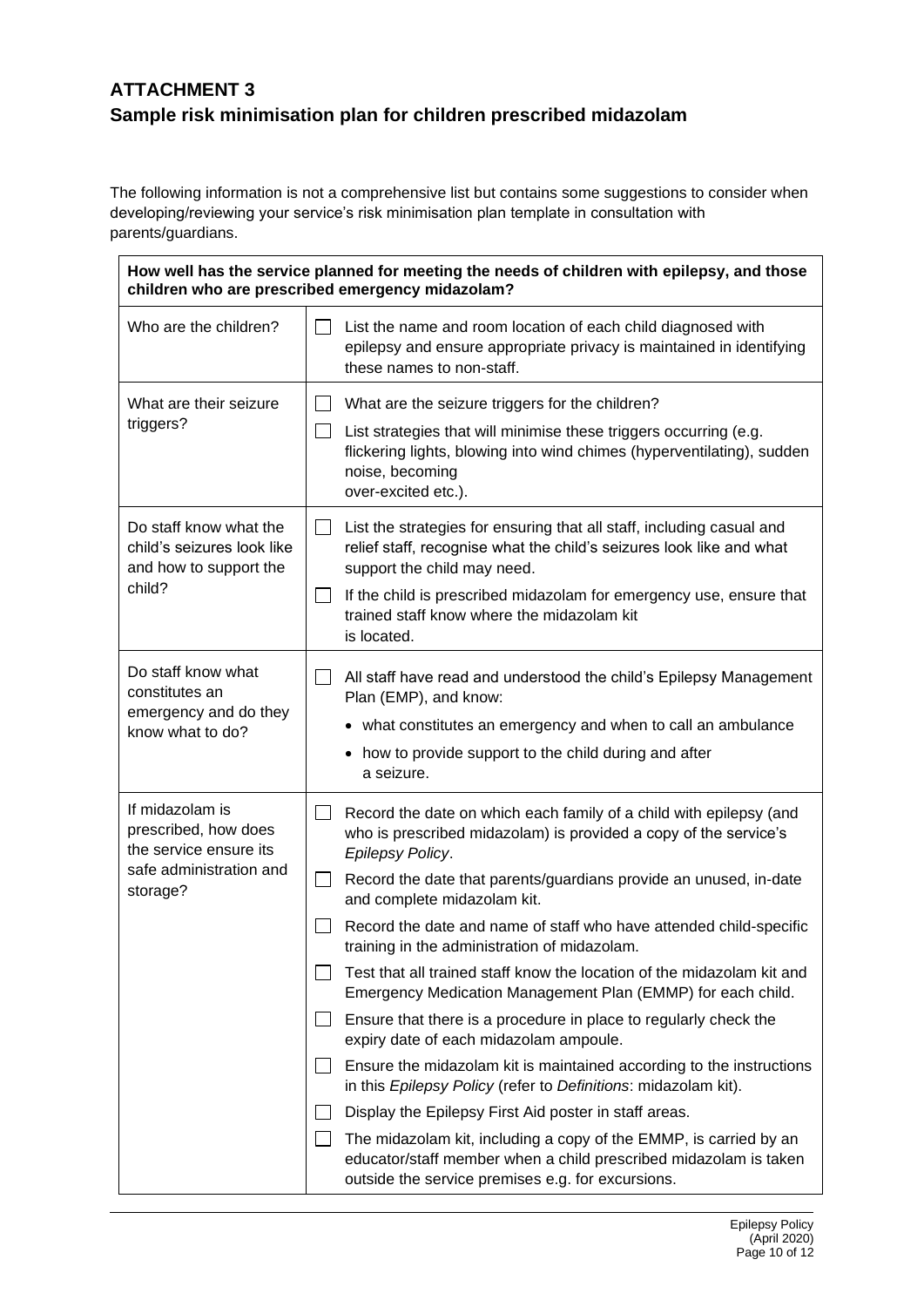## ATTACHMENT 3
## Sample risk minimisation plan for children prescribed midazolam

The following information is not a comprehensive list but contains some suggestions to consider when developing/reviewing your service's risk minimisation plan template in consultation with parents/guardians.

| **How well has the service planned for meeting the needs of children with epilepsy, and those children who are prescribed emergency midazolam?** | |
|---|---|
| Who are the children? | ☐ List the name and room location of each child diagnosed with epilepsy and ensure appropriate privacy is maintained in identifying these names to non-staff. |
| What are their seizure triggers? | ☐ What are the seizure triggers for the children?<br>☐ List strategies that will minimise these triggers occurring (e.g. flickering lights, blowing into wind chimes (hyperventilating), sudden noise, becoming over-excited etc.). |
| Do staff know what the child's seizures look like and how to support the child? | ☐ List the strategies for ensuring that all staff, including casual and relief staff, recognise what the child's seizures look like and what support the child may need.<br>☐ If the child is prescribed midazolam for emergency use, ensure that trained staff know where the midazolam kit is located. |
| Do staff know what constitutes an emergency and do they know what to do? | ☐ All staff have read and understood the child's Epilepsy Management Plan (EMP), and know:<br>• what constitutes an emergency and when to call an ambulance<br>• how to provide support to the child during and after a seizure. |
| If midazolam is prescribed, how does the service ensure its safe administration and storage? | ☐ Record the date on which each family of a child with epilepsy (and who is prescribed midazolam) is provided a copy of the service's *Epilepsy Policy*.<br>☐ Record the date that parents/guardians provide an unused, in-date and complete midazolam kit.<br>☐ Record the date and name of staff who have attended child-specific training in the administration of midazolam.<br>☐ Test that all trained staff know the location of the midazolam kit and Emergency Medication Management Plan (EMMP) for each child.<br>☐ Ensure that there is a procedure in place to regularly check the expiry date of each midazolam ampoule.<br>☐ Ensure the midazolam kit is maintained according to the instructions in this *Epilepsy Policy* (refer to *Definitions*: midazolam kit).<br>☐ Display the Epilepsy First Aid poster in staff areas.<br>☐ The midazolam kit, including a copy of the EMMP, is carried by an educator/staff member when a child prescribed midazolam is taken outside the service premises e.g. for excursions. |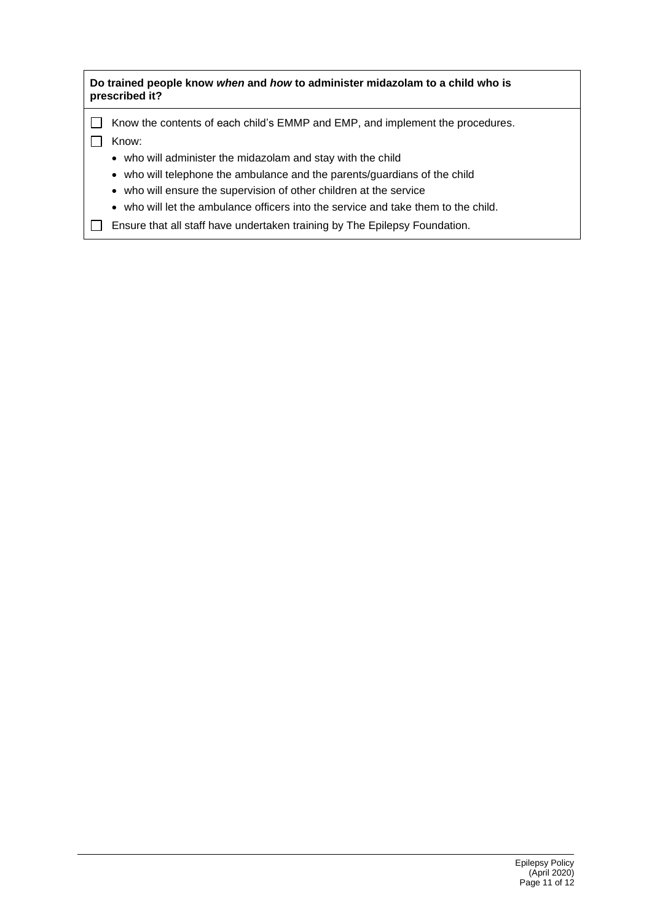**Do trained people know *when* and *how* to administer midazolam to a child who is prescribed it?**

- ☐ Know the contents of each child's EMMP and EMP, and implement the procedures.
- ☐ Know:
  - who will administer the midazolam and stay with the child
  - who will telephone the ambulance and the parents/guardians of the child
  - who will ensure the supervision of other children at the service
  - who will let the ambulance officers into the service and take them to the child.
- ☐ Ensure that all staff have undertaken training by The Epilepsy Foundation.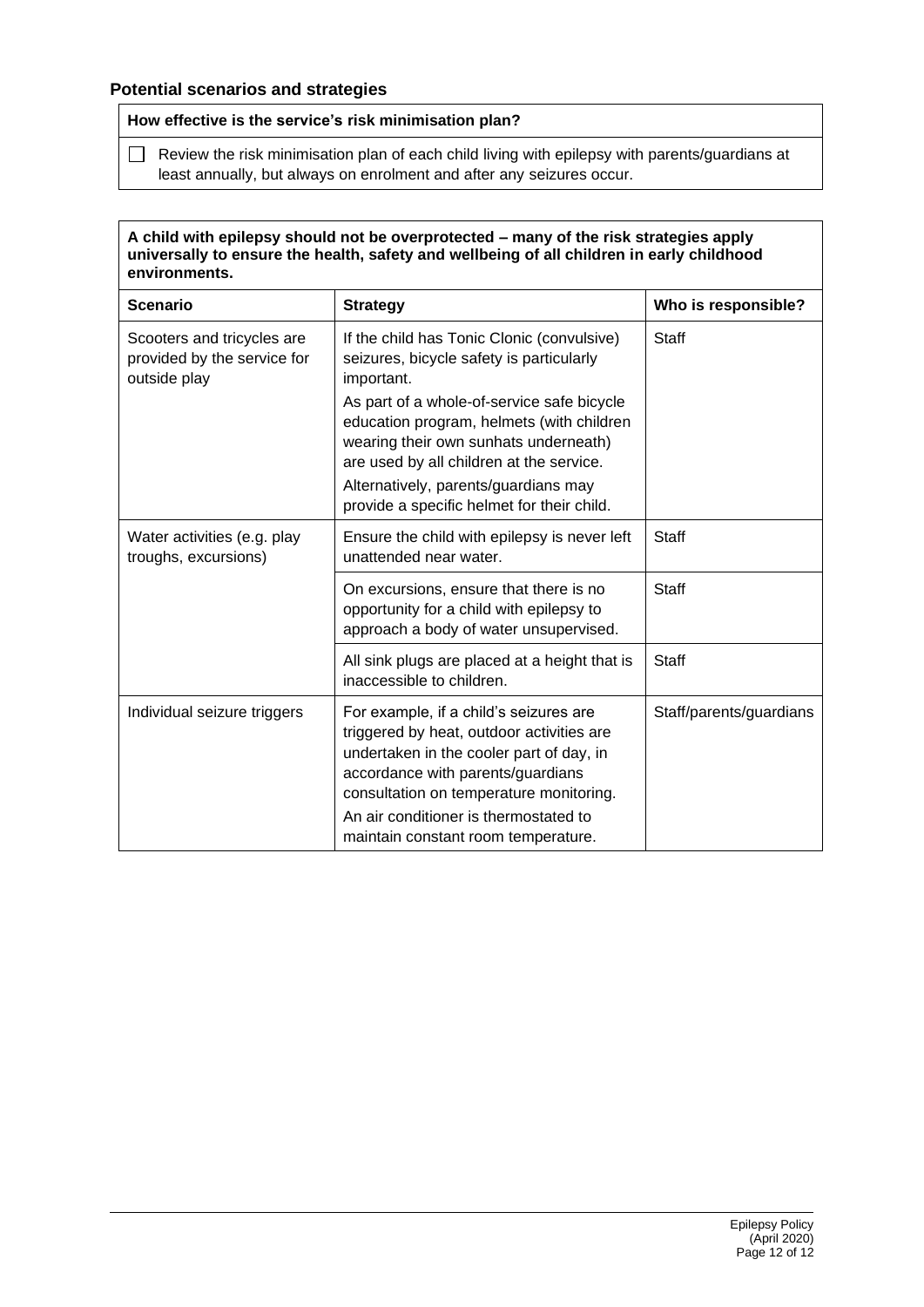## Potential scenarios and strategies

| How effective is the service's risk minimisation plan? |
| --- |
| ☐ Review the risk minimisation plan of each child living with epilepsy with parents/guardians at least annually, but always on enrolment and after any seizures occur. |

**A child with epilepsy should not be overprotected – many of the risk strategies apply universally to ensure the health, safety and wellbeing of all children in early childhood environments.**

| Scenario | Strategy | Who is responsible? |
| --- | --- | --- |
| Scooters and tricycles are provided by the service for outside play | If the child has Tonic Clonic (convulsive) seizures, bicycle safety is particularly important.<br>As part of a whole-of-service safe bicycle education program, helmets (with children wearing their own sunhats underneath) are used by all children at the service.<br>Alternatively, parents/guardians may provide a specific helmet for their child. | Staff |
| Water activities (e.g. play troughs, excursions) | Ensure the child with epilepsy is never left unattended near water. | Staff |
| | On excursions, ensure that there is no opportunity for a child with epilepsy to approach a body of water unsupervised. | Staff |
| | All sink plugs are placed at a height that is inaccessible to children. | Staff |
| Individual seizure triggers | For example, if a child's seizures are triggered by heat, outdoor activities are undertaken in the cooler part of day, in accordance with parents/guardians consultation on temperature monitoring.<br>An air conditioner is thermostated to maintain constant room temperature. | Staff/parents/guardians |